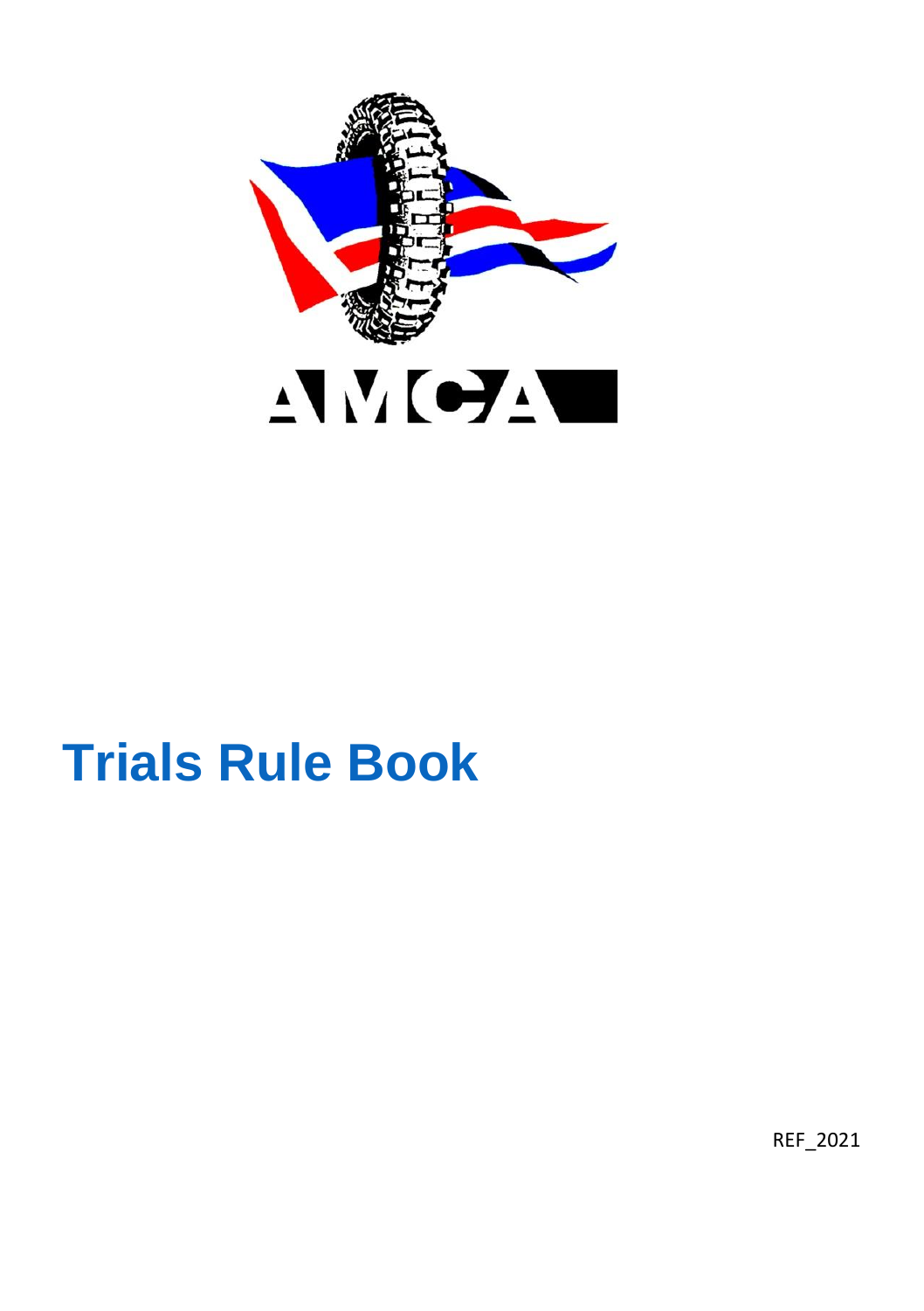AMCA

# Trials Rule Book

REF_2021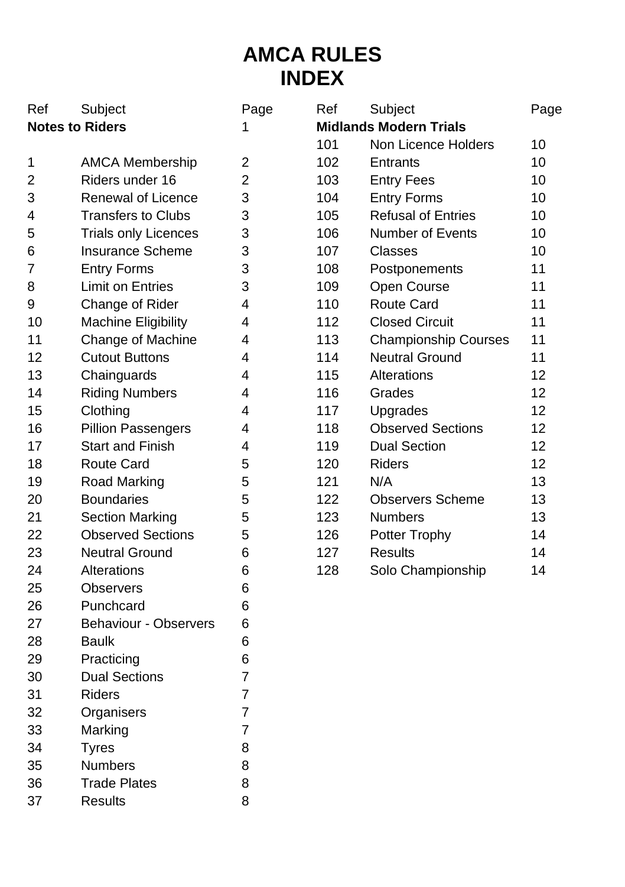# AMCA RULES
# INDEX

| Ref | Subject | Page |
|---|---|---|
| **Notes to Riders** | | 1 |
| 1 | AMCA Membership | 2 |
| 2 | Riders under 16 | 2 |
| 3 | Renewal of Licence | 3 |
| 4 | Transfers to Clubs | 3 |
| 5 | Trials only Licences | 3 |
| 6 | Insurance Scheme | 3 |
| 7 | Entry Forms | 3 |
| 8 | Limit on Entries | 3 |
| 9 | Change of Rider | 4 |
| 10 | Machine Eligibility | 4 |
| 11 | Change of Machine | 4 |
| 12 | Cutout Buttons | 4 |
| 13 | Chainguards | 4 |
| 14 | Riding Numbers | 4 |
| 15 | Clothing | 4 |
| 16 | Pillion Passengers | 4 |
| 17 | Start and Finish | 4 |
| 18 | Route Card | 5 |
| 19 | Road Marking | 5 |
| 20 | Boundaries | 5 |
| 21 | Section Marking | 5 |
| 22 | Observed Sections | 5 |
| 23 | Neutral Ground | 6 |
| 24 | Alterations | 6 |
| 25 | Observers | 6 |
| 26 | Punchcard | 6 |
| 27 | Behaviour - Observers | 6 |
| 28 | Baulk | 6 |
| 29 | Practicing | 6 |
| 30 | Dual Sections | 7 |
| 31 | Riders | 7 |
| 32 | Organisers | 7 |
| 33 | Marking | 7 |
| 34 | Tyres | 8 |
| 35 | Numbers | 8 |
| 36 | Trade Plates | 8 |
| 37 | Results | 8 |

| Ref | Subject | Page |
|---|---|---|
| **Midlands Modern Trials** | | |
| 101 | Non Licence Holders | 10 |
| 102 | Entrants | 10 |
| 103 | Entry Fees | 10 |
| 104 | Entry Forms | 10 |
| 105 | Refusal of Entries | 10 |
| 106 | Number of Events | 10 |
| 107 | Classes | 10 |
| 108 | Postponements | 11 |
| 109 | Open Course | 11 |
| 110 | Route Card | 11 |
| 112 | Closed Circuit | 11 |
| 113 | Championship Courses | 11 |
| 114 | Neutral Ground | 11 |
| 115 | Alterations | 12 |
| 116 | Grades | 12 |
| 117 | Upgrades | 12 |
| 118 | Observed Sections | 12 |
| 119 | Dual Section | 12 |
| 120 | Riders | 12 |
| 121 | N/A | 13 |
| 122 | Observers Scheme | 13 |
| 123 | Numbers | 13 |
| 126 | Potter Trophy | 14 |
| 127 | Results | 14 |
| 128 | Solo Championship | 14 |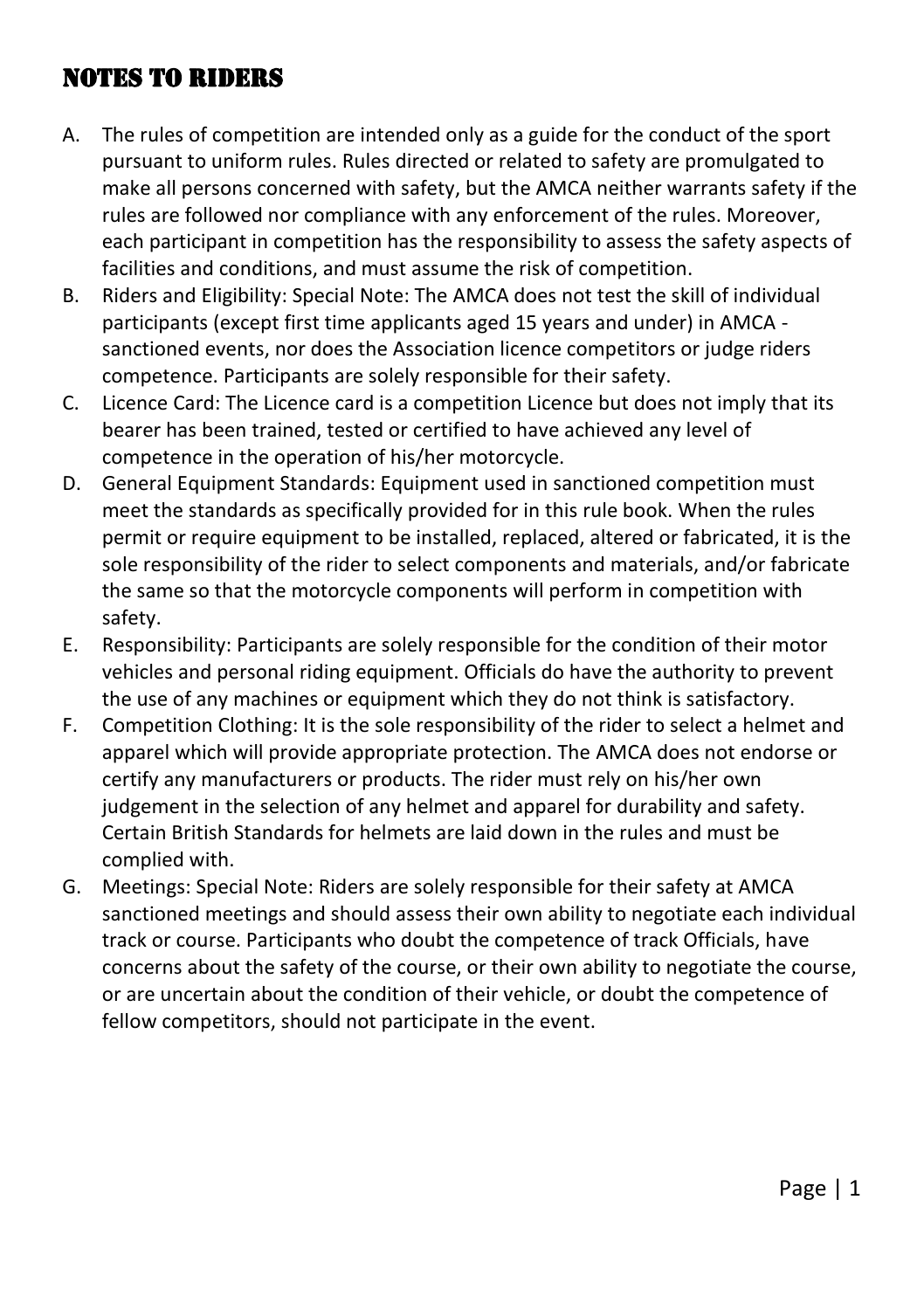# NOTES TO RIDERS

A. The rules of competition are intended only as a guide for the conduct of the sport pursuant to uniform rules. Rules directed or related to safety are promulgated to make all persons concerned with safety, but the AMCA neither warrants safety if the rules are followed nor compliance with any enforcement of the rules. Moreover, each participant in competition has the responsibility to assess the safety aspects of facilities and conditions, and must assume the risk of competition.

B. Riders and Eligibility: Special Note: The AMCA does not test the skill of individual participants (except first time applicants aged 15 years and under) in AMCA - sanctioned events, nor does the Association licence competitors or judge riders competence. Participants are solely responsible for their safety.

C. Licence Card: The Licence card is a competition Licence but does not imply that its bearer has been trained, tested or certified to have achieved any level of competence in the operation of his/her motorcycle.

D. General Equipment Standards: Equipment used in sanctioned competition must meet the standards as specifically provided for in this rule book. When the rules permit or require equipment to be installed, replaced, altered or fabricated, it is the sole responsibility of the rider to select components and materials, and/or fabricate the same so that the motorcycle components will perform in competition with safety.

E. Responsibility: Participants are solely responsible for the condition of their motor vehicles and personal riding equipment. Officials do have the authority to prevent the use of any machines or equipment which they do not think is satisfactory.

F. Competition Clothing: It is the sole responsibility of the rider to select a helmet and apparel which will provide appropriate protection. The AMCA does not endorse or certify any manufacturers or products. The rider must rely on his/her own judgement in the selection of any helmet and apparel for durability and safety. Certain British Standards for helmets are laid down in the rules and must be complied with.

G. Meetings: Special Note: Riders are solely responsible for their safety at AMCA sanctioned meetings and should assess their own ability to negotiate each individual track or course. Participants who doubt the competence of track Officials, have concerns about the safety of the course, or their own ability to negotiate the course, or are uncertain about the condition of their vehicle, or doubt the competence of fellow competitors, should not participate in the event.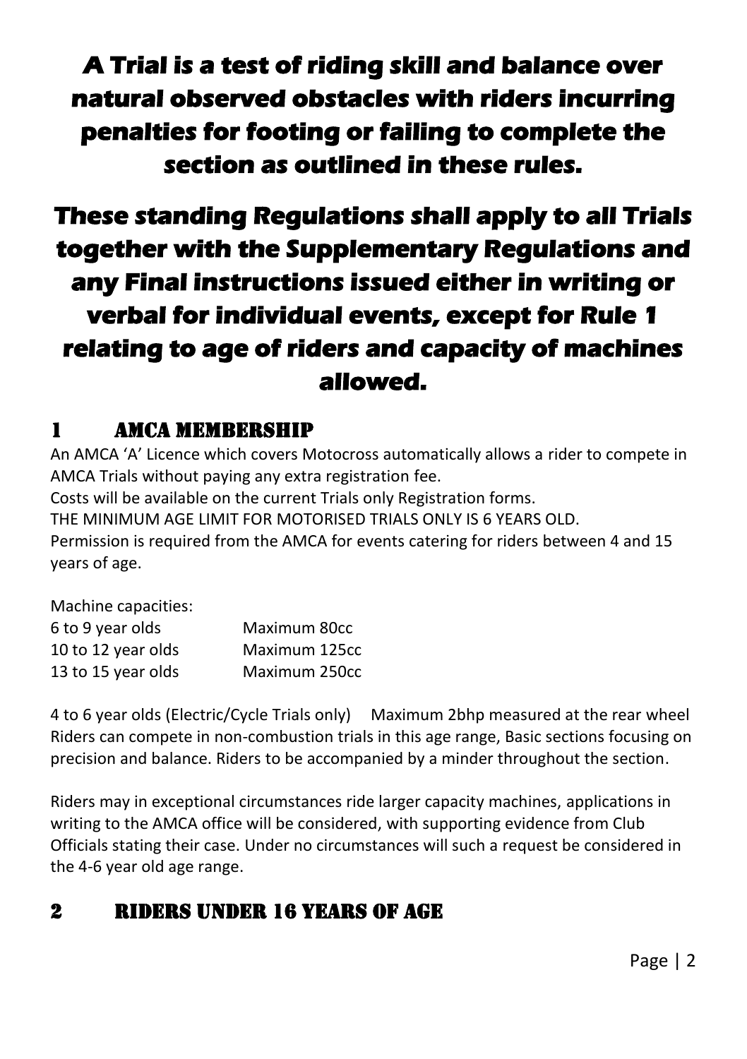**A Trial is a test of riding skill and balance over natural observed obstacles with riders incurring penalties for footing or failing to complete the section as outlined in these rules.**

**These standing Regulations shall apply to all Trials together with the Supplementary Regulations and any Final instructions issued either in writing or verbal for individual events, except for Rule 1 relating to age of riders and capacity of machines allowed.**

## 1 AMCA MEMBERSHIP

An AMCA 'A' Licence which covers Motocross automatically allows a rider to compete in AMCA Trials without paying any extra registration fee.

Costs will be available on the current Trials only Registration forms.

THE MINIMUM AGE LIMIT FOR MOTORISED TRIALS ONLY IS 6 YEARS OLD.

Permission is required from the AMCA for events catering for riders between 4 and 15 years of age.

Machine capacities:

| | |
|---|---|
| 6 to 9 year olds | Maximum 80cc |
| 10 to 12 year olds | Maximum 125cc |
| 13 to 15 year olds | Maximum 250cc |

4 to 6 year olds (Electric/Cycle Trials only) Maximum 2bhp measured at the rear wheel

Riders can compete in non-combustion trials in this age range, Basic sections focusing on precision and balance. Riders to be accompanied by a minder throughout the section.

Riders may in exceptional circumstances ride larger capacity machines, applications in writing to the AMCA office will be considered, with supporting evidence from Club Officials stating their case. Under no circumstances will such a request be considered in the 4-6 year old age range.

## 2 RIDERS UNDER 16 YEARS OF AGE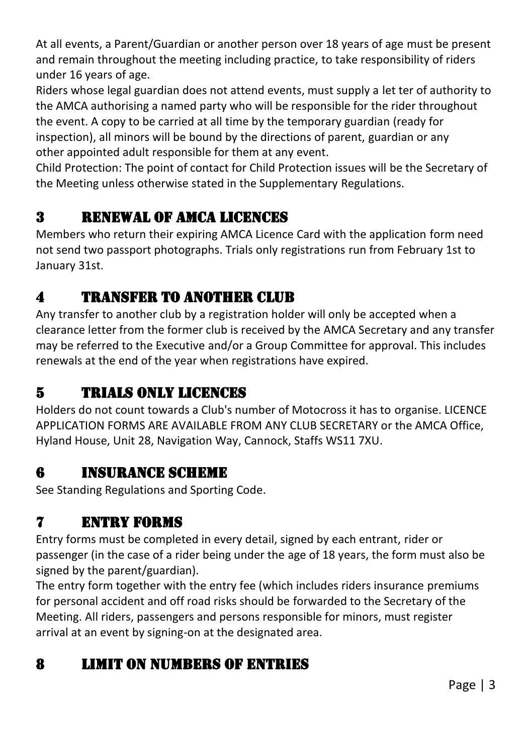At all events, a Parent/Guardian or another person over 18 years of age must be present and remain throughout the meeting including practice, to take responsibility of riders under 16 years of age.

Riders whose legal guardian does not attend events, must supply a let ter of authority to the AMCA authorising a named party who will be responsible for the rider throughout the event. A copy to be carried at all time by the temporary guardian (ready for inspection), all minors will be bound by the directions of parent, guardian or any other appointed adult responsible for them at any event.

Child Protection: The point of contact for Child Protection issues will be the Secretary of the Meeting unless otherwise stated in the Supplementary Regulations.

## 3 RENEWAL OF AMCA LICENCES

Members who return their expiring AMCA Licence Card with the application form need not send two passport photographs. Trials only registrations run from February 1st to January 31st.

## 4 TRANSFER TO ANOTHER CLUB

Any transfer to another club by a registration holder will only be accepted when a clearance letter from the former club is received by the AMCA Secretary and any transfer may be referred to the Executive and/or a Group Committee for approval. This includes renewals at the end of the year when registrations have expired.

## 5 TRIALS ONLY LICENCES

Holders do not count towards a Club's number of Motocross it has to organise. LICENCE APPLICATION FORMS ARE AVAILABLE FROM ANY CLUB SECRETARY or the AMCA Office, Hyland House, Unit 28, Navigation Way, Cannock, Staffs WS11 7XU.

## 6 INSURANCE SCHEME

See Standing Regulations and Sporting Code.

## 7 ENTRY FORMS

Entry forms must be completed in every detail, signed by each entrant, rider or passenger (in the case of a rider being under the age of 18 years, the form must also be signed by the parent/guardian).

The entry form together with the entry fee (which includes riders insurance premiums for personal accident and off road risks should be forwarded to the Secretary of the Meeting. All riders, passengers and persons responsible for minors, must register arrival at an event by signing-on at the designated area.

## 8 LIMIT ON NUMBERS OF ENTRIES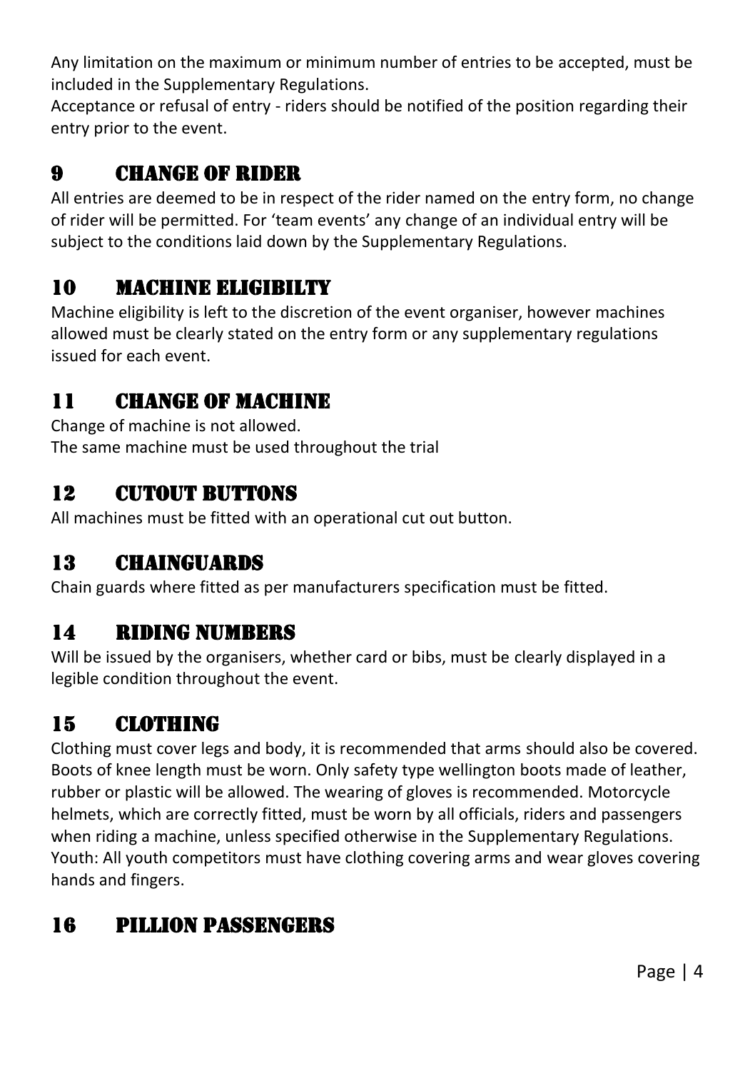Any limitation on the maximum or minimum number of entries to be accepted, must be included in the Supplementary Regulations.

Acceptance or refusal of entry - riders should be notified of the position regarding their entry prior to the event.

## 9 CHANGE OF RIDER

All entries are deemed to be in respect of the rider named on the entry form, no change of rider will be permitted. For 'team events' any change of an individual entry will be subject to the conditions laid down by the Supplementary Regulations.

## 10 MACHINE ELIGIBILTY

Machine eligibility is left to the discretion of the event organiser, however machines allowed must be clearly stated on the entry form or any supplementary regulations issued for each event.

## 11 CHANGE OF MACHINE

Change of machine is not allowed.

The same machine must be used throughout the trial

## 12 CUTOUT BUTTONS

All machines must be fitted with an operational cut out button.

## 13 CHAINGUARDS

Chain guards where fitted as per manufacturers specification must be fitted.

## 14 RIDING NUMBERS

Will be issued by the organisers, whether card or bibs, must be clearly displayed in a legible condition throughout the event.

## 15 CLOTHING

Clothing must cover legs and body, it is recommended that arms should also be covered. Boots of knee length must be worn. Only safety type wellington boots made of leather, rubber or plastic will be allowed. The wearing of gloves is recommended. Motorcycle helmets, which are correctly fitted, must be worn by all officials, riders and passengers when riding a machine, unless specified otherwise in the Supplementary Regulations. Youth: All youth competitors must have clothing covering arms and wear gloves covering hands and fingers.

## 16 PILLION PASSENGERS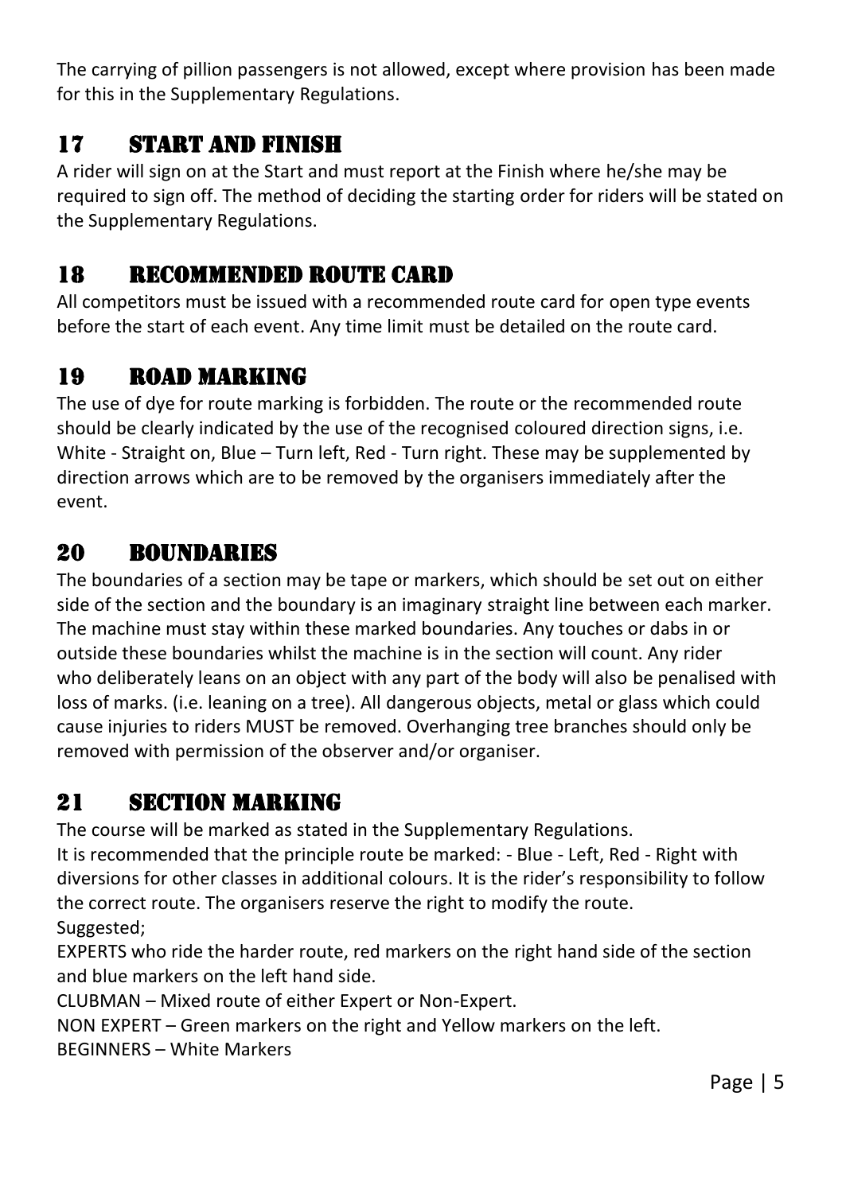The carrying of pillion passengers is not allowed, except where provision has been made for this in the Supplementary Regulations.

## 17 START AND FINISH

A rider will sign on at the Start and must report at the Finish where he/she may be required to sign off. The method of deciding the starting order for riders will be stated on the Supplementary Regulations.

## 18 RECOMMENDED ROUTE CARD

All competitors must be issued with a recommended route card for open type events before the start of each event. Any time limit must be detailed on the route card.

## 19 ROAD MARKING

The use of dye for route marking is forbidden. The route or the recommended route should be clearly indicated by the use of the recognised coloured direction signs, i.e. White - Straight on, Blue – Turn left, Red - Turn right. These may be supplemented by direction arrows which are to be removed by the organisers immediately after the event.

## 20 BOUNDARIES

The boundaries of a section may be tape or markers, which should be set out on either side of the section and the boundary is an imaginary straight line between each marker. The machine must stay within these marked boundaries. Any touches or dabs in or outside these boundaries whilst the machine is in the section will count. Any rider who deliberately leans on an object with any part of the body will also be penalised with loss of marks. (i.e. leaning on a tree). All dangerous objects, metal or glass which could cause injuries to riders MUST be removed. Overhanging tree branches should only be removed with permission of the observer and/or organiser.

## 21 SECTION MARKING

The course will be marked as stated in the Supplementary Regulations.
It is recommended that the principle route be marked: - Blue - Left, Red - Right with diversions for other classes in additional colours. It is the rider's responsibility to follow the correct route. The organisers reserve the right to modify the route.
Suggested;
EXPERTS who ride the harder route, red markers on the right hand side of the section and blue markers on the left hand side.
CLUBMAN – Mixed route of either Expert or Non-Expert.
NON EXPERT – Green markers on the right and Yellow markers on the left.
BEGINNERS – White Markers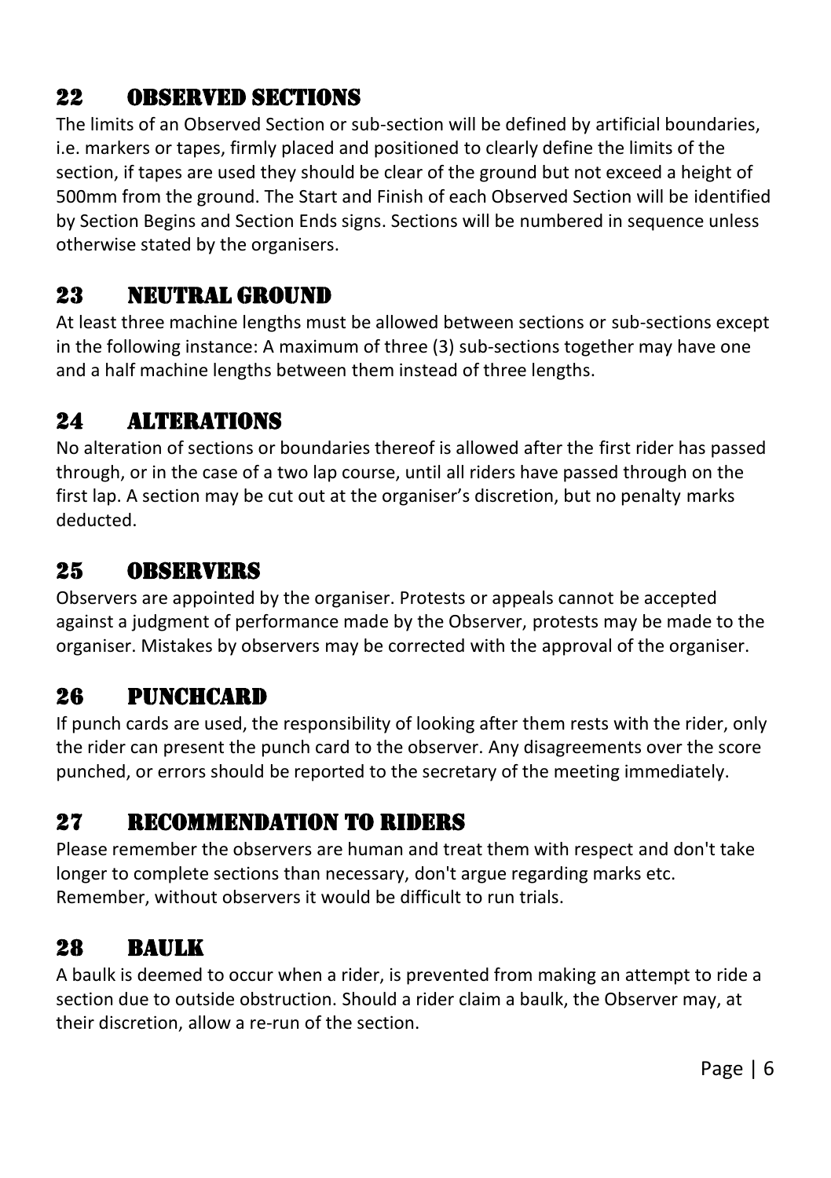## 22 OBSERVED SECTIONS

The limits of an Observed Section or sub-section will be defined by artificial boundaries, i.e. markers or tapes, firmly placed and positioned to clearly define the limits of the section, if tapes are used they should be clear of the ground but not exceed a height of 500mm from the ground. The Start and Finish of each Observed Section will be identified by Section Begins and Section Ends signs. Sections will be numbered in sequence unless otherwise stated by the organisers.

## 23 NEUTRAL GROUND

At least three machine lengths must be allowed between sections or sub-sections except in the following instance: A maximum of three (3) sub-sections together may have one and a half machine lengths between them instead of three lengths.

## 24 ALTERATIONS

No alteration of sections or boundaries thereof is allowed after the first rider has passed through, or in the case of a two lap course, until all riders have passed through on the first lap. A section may be cut out at the organiser's discretion, but no penalty marks deducted.

## 25 OBSERVERS

Observers are appointed by the organiser. Protests or appeals cannot be accepted against a judgment of performance made by the Observer, protests may be made to the organiser. Mistakes by observers may be corrected with the approval of the organiser.

## 26 PUNCHCARD

If punch cards are used, the responsibility of looking after them rests with the rider, only the rider can present the punch card to the observer. Any disagreements over the score punched, or errors should be reported to the secretary of the meeting immediately.

## 27 RECOMMENDATION TO RIDERS

Please remember the observers are human and treat them with respect and don't take longer to complete sections than necessary, don't argue regarding marks etc. Remember, without observers it would be difficult to run trials.

## 28 BAULK

A baulk is deemed to occur when a rider, is prevented from making an attempt to ride a section due to outside obstruction. Should a rider claim a baulk, the Observer may, at their discretion, allow a re-run of the section.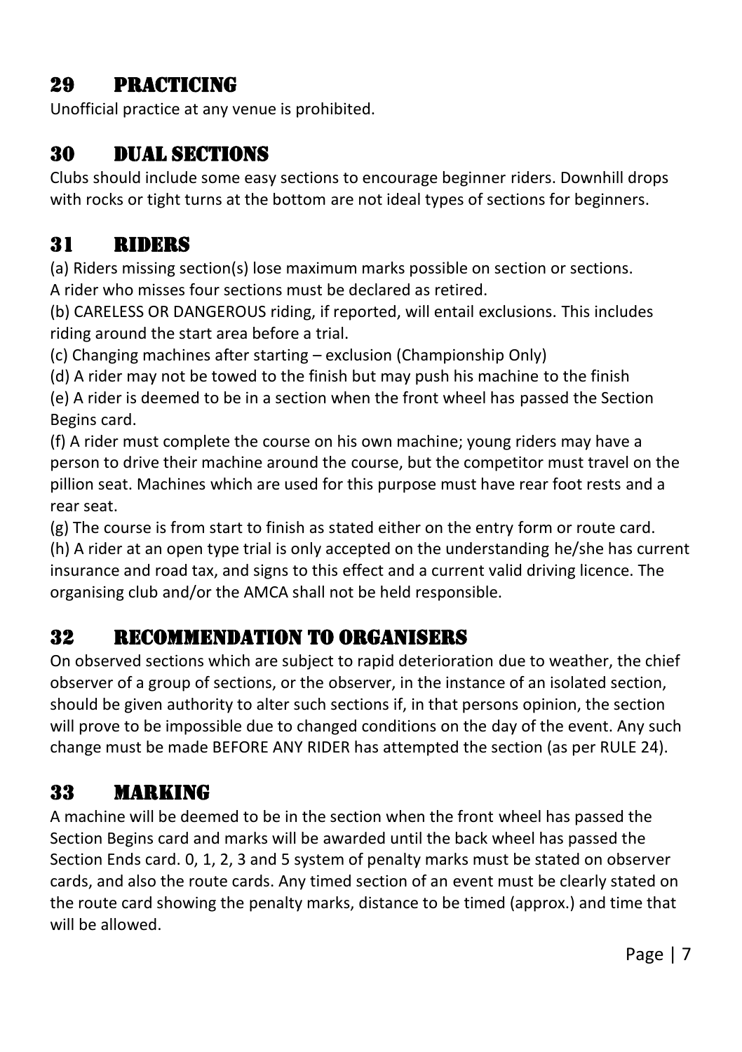## 29 PRACTICING

Unofficial practice at any venue is prohibited.

## 30 DUAL SECTIONS

Clubs should include some easy sections to encourage beginner riders. Downhill drops with rocks or tight turns at the bottom are not ideal types of sections for beginners.

## 31 RIDERS

(a) Riders missing section(s) lose maximum marks possible on section or sections.
A rider who misses four sections must be declared as retired.

(b) CARELESS OR DANGEROUS riding, if reported, will entail exclusions. This includes riding around the start area before a trial.

(c) Changing machines after starting – exclusion (Championship Only)

(d) A rider may not be towed to the finish but may push his machine to the finish

(e) A rider is deemed to be in a section when the front wheel has passed the Section Begins card.

(f) A rider must complete the course on his own machine; young riders may have a person to drive their machine around the course, but the competitor must travel on the pillion seat. Machines which are used for this purpose must have rear foot rests and a rear seat.

(g) The course is from start to finish as stated either on the entry form or route card.

(h) A rider at an open type trial is only accepted on the understanding he/she has current insurance and road tax, and signs to this effect and a current valid driving licence. The organising club and/or the AMCA shall not be held responsible.

## 32 RECOMMENDATION TO ORGANISERS

On observed sections which are subject to rapid deterioration due to weather, the chief observer of a group of sections, or the observer, in the instance of an isolated section, should be given authority to alter such sections if, in that persons opinion, the section will prove to be impossible due to changed conditions on the day of the event. Any such change must be made BEFORE ANY RIDER has attempted the section (as per RULE 24).

## 33 MARKING

A machine will be deemed to be in the section when the front wheel has passed the Section Begins card and marks will be awarded until the back wheel has passed the Section Ends card. 0, 1, 2, 3 and 5 system of penalty marks must be stated on observer cards, and also the route cards. Any timed section of an event must be clearly stated on the route card showing the penalty marks, distance to be timed (approx.) and time that will be allowed.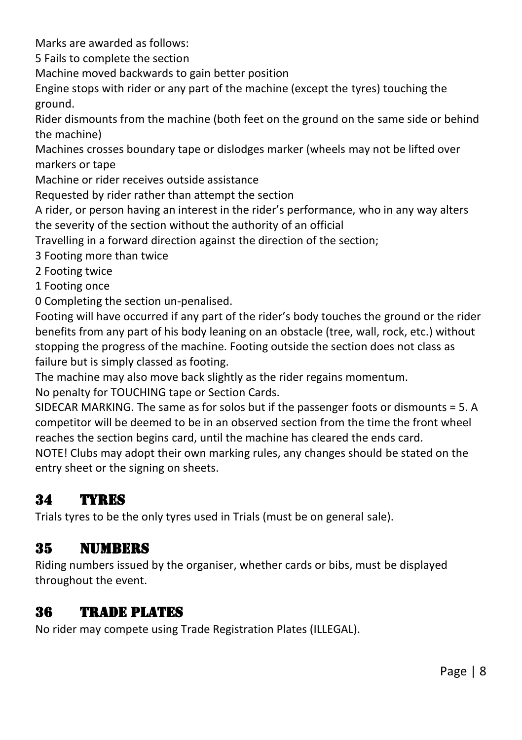Marks are awarded as follows:

5 Fails to complete the section

Machine moved backwards to gain better position

Engine stops with rider or any part of the machine (except the tyres) touching the ground.

Rider dismounts from the machine (both feet on the ground on the same side or behind the machine)

Machines crosses boundary tape or dislodges marker (wheels may not be lifted over markers or tape

Machine or rider receives outside assistance

Requested by rider rather than attempt the section

A rider, or person having an interest in the rider's performance, who in any way alters the severity of the section without the authority of an official

Travelling in a forward direction against the direction of the section;

3 Footing more than twice

2 Footing twice

1 Footing once

0 Completing the section un-penalised.

Footing will have occurred if any part of the rider's body touches the ground or the rider benefits from any part of his body leaning on an obstacle (tree, wall, rock, etc.) without stopping the progress of the machine. Footing outside the section does not class as failure but is simply classed as footing.

The machine may also move back slightly as the rider regains momentum.

No penalty for TOUCHING tape or Section Cards.

SIDECAR MARKING. The same as for solos but if the passenger foots or dismounts = 5. A competitor will be deemed to be in an observed section from the time the front wheel reaches the section begins card, until the machine has cleared the ends card.

NOTE! Clubs may adopt their own marking rules, any changes should be stated on the entry sheet or the signing on sheets.

## 34 TYRES

Trials tyres to be the only tyres used in Trials (must be on general sale).

## 35 NUMBERS

Riding numbers issued by the organiser, whether cards or bibs, must be displayed throughout the event.

## 36 TRADE PLATES

No rider may compete using Trade Registration Plates (ILLEGAL).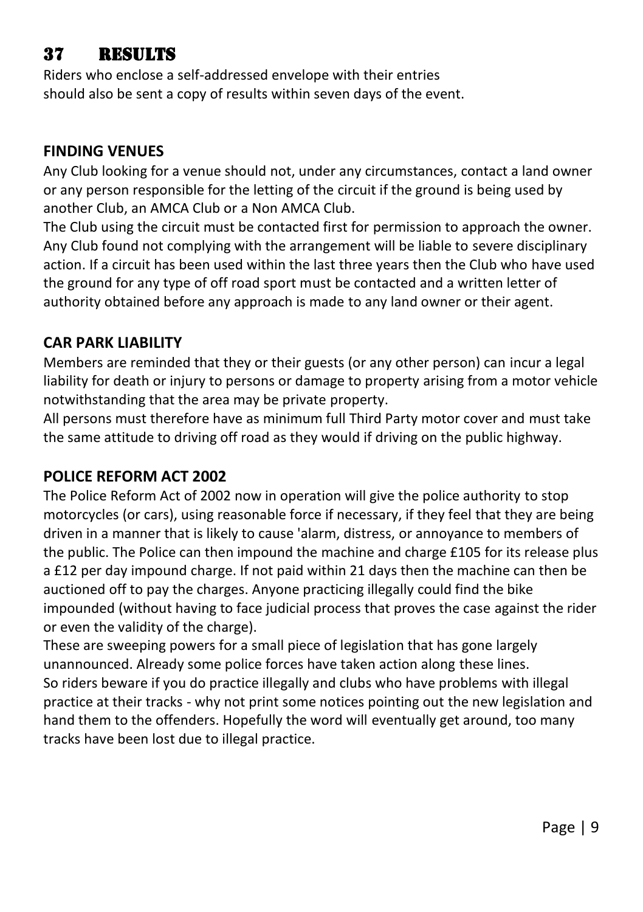## 37 RESULTS

Riders who enclose a self-addressed envelope with their entries should also be sent a copy of results within seven days of the event.

### FINDING VENUES

Any Club looking for a venue should not, under any circumstances, contact a land owner or any person responsible for the letting of the circuit if the ground is being used by another Club, an AMCA Club or a Non AMCA Club.

The Club using the circuit must be contacted first for permission to approach the owner. Any Club found not complying with the arrangement will be liable to severe disciplinary action. If a circuit has been used within the last three years then the Club who have used the ground for any type of off road sport must be contacted and a written letter of authority obtained before any approach is made to any land owner or their agent.

### CAR PARK LIABILITY

Members are reminded that they or their guests (or any other person) can incur a legal liability for death or injury to persons or damage to property arising from a motor vehicle notwithstanding that the area may be private property.

All persons must therefore have as minimum full Third Party motor cover and must take the same attitude to driving off road as they would if driving on the public highway.

### POLICE REFORM ACT 2002

The Police Reform Act of 2002 now in operation will give the police authority to stop motorcycles (or cars), using reasonable force if necessary, if they feel that they are being driven in a manner that is likely to cause 'alarm, distress, or annoyance to members of the public. The Police can then impound the machine and charge £105 for its release plus a £12 per day impound charge. If not paid within 21 days then the machine can then be auctioned off to pay the charges. Anyone practicing illegally could find the bike impounded (without having to face judicial process that proves the case against the rider or even the validity of the charge).

These are sweeping powers for a small piece of legislation that has gone largely unannounced. Already some police forces have taken action along these lines.

So riders beware if you do practice illegally and clubs who have problems with illegal practice at their tracks - why not print some notices pointing out the new legislation and hand them to the offenders. Hopefully the word will eventually get around, too many tracks have been lost due to illegal practice.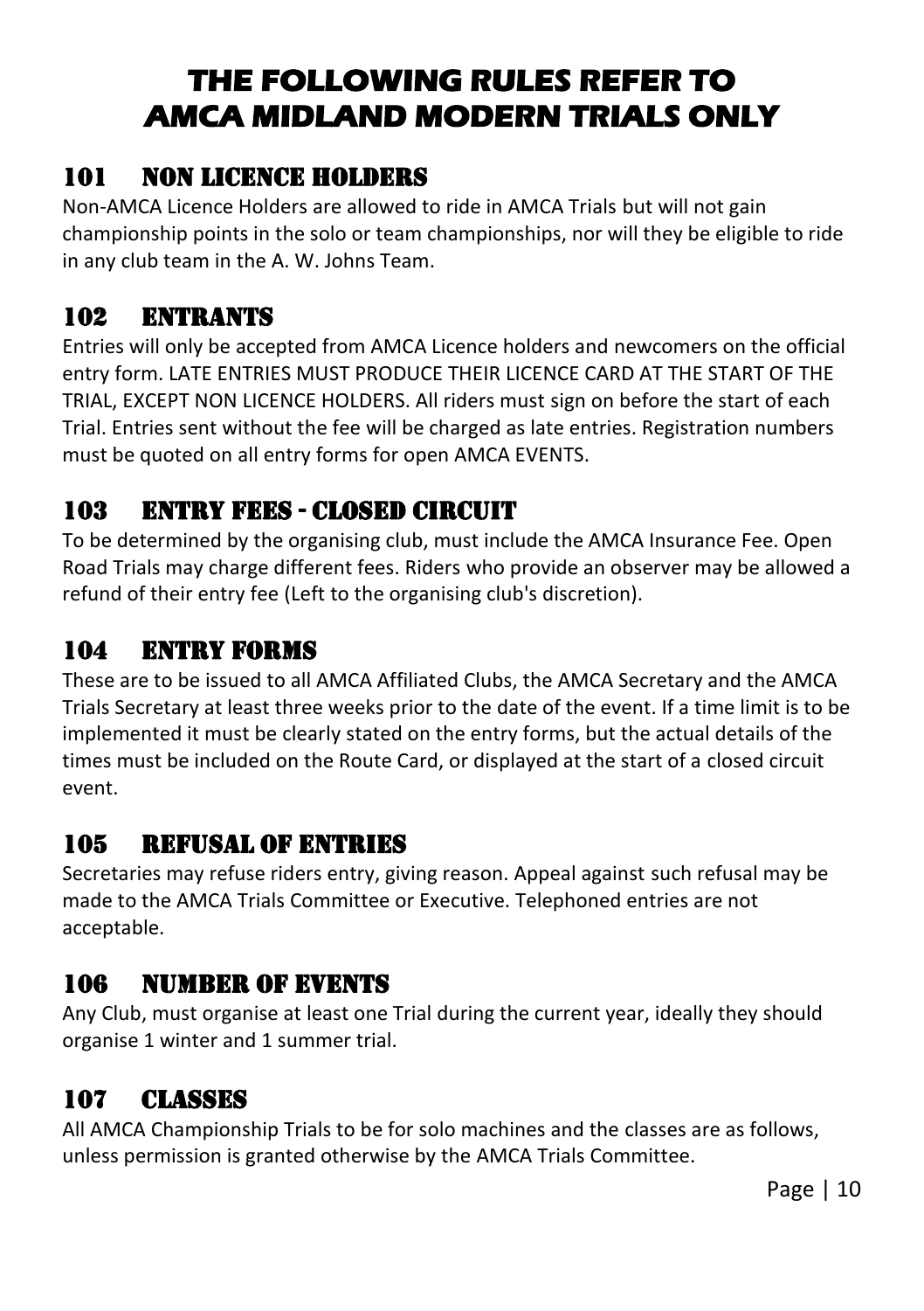# THE FOLLOWING RULES REFER TO AMCA MIDLAND MODERN TRIALS ONLY

## 101 NON LICENCE HOLDERS

Non-AMCA Licence Holders are allowed to ride in AMCA Trials but will not gain championship points in the solo or team championships, nor will they be eligible to ride in any club team in the A. W. Johns Team.

## 102 ENTRANTS

Entries will only be accepted from AMCA Licence holders and newcomers on the official entry form. LATE ENTRIES MUST PRODUCE THEIR LICENCE CARD AT THE START OF THE TRIAL, EXCEPT NON LICENCE HOLDERS. All riders must sign on before the start of each Trial. Entries sent without the fee will be charged as late entries. Registration numbers must be quoted on all entry forms for open AMCA EVENTS.

## 103 ENTRY FEES - CLOSED CIRCUIT

To be determined by the organising club, must include the AMCA Insurance Fee. Open Road Trials may charge different fees. Riders who provide an observer may be allowed a refund of their entry fee (Left to the organising club's discretion).

## 104 ENTRY FORMS

These are to be issued to all AMCA Affiliated Clubs, the AMCA Secretary and the AMCA Trials Secretary at least three weeks prior to the date of the event. If a time limit is to be implemented it must be clearly stated on the entry forms, but the actual details of the times must be included on the Route Card, or displayed at the start of a closed circuit event.

## 105 REFUSAL OF ENTRIES

Secretaries may refuse riders entry, giving reason. Appeal against such refusal may be made to the AMCA Trials Committee or Executive. Telephoned entries are not acceptable.

## 106 NUMBER OF EVENTS

Any Club, must organise at least one Trial during the current year, ideally they should organise 1 winter and 1 summer trial.

## 107 CLASSES

All AMCA Championship Trials to be for solo machines and the classes are as follows, unless permission is granted otherwise by the AMCA Trials Committee.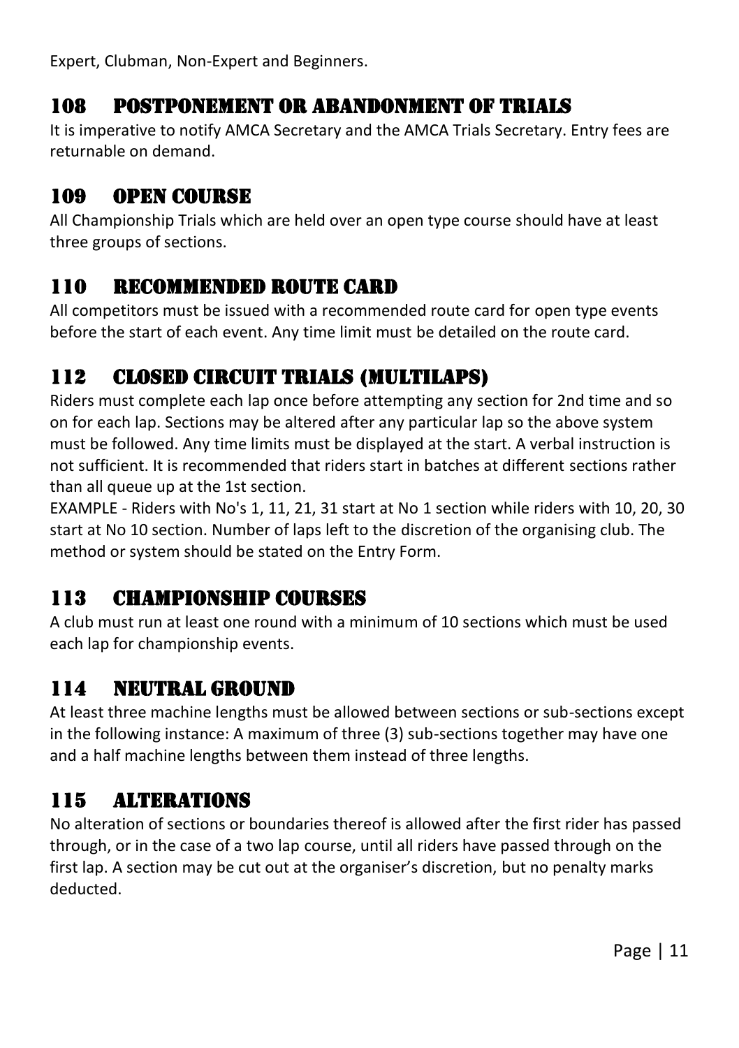Expert, Clubman, Non-Expert and Beginners.

## 108 POSTPONEMENT OR ABANDONMENT OF TRIALS

It is imperative to notify AMCA Secretary and the AMCA Trials Secretary. Entry fees are returnable on demand.

## 109 OPEN COURSE

All Championship Trials which are held over an open type course should have at least three groups of sections.

## 110 RECOMMENDED ROUTE CARD

All competitors must be issued with a recommended route card for open type events before the start of each event. Any time limit must be detailed on the route card.

## 112 CLOSED CIRCUIT TRIALS (MULTILAPS)

Riders must complete each lap once before attempting any section for 2nd time and so on for each lap. Sections may be altered after any particular lap so the above system must be followed. Any time limits must be displayed at the start. A verbal instruction is not sufficient. It is recommended that riders start in batches at different sections rather than all queue up at the 1st section.

EXAMPLE - Riders with No's 1, 11, 21, 31 start at No 1 section while riders with 10, 20, 30 start at No 10 section. Number of laps left to the discretion of the organising club. The method or system should be stated on the Entry Form.

## 113 CHAMPIONSHIP COURSES

A club must run at least one round with a minimum of 10 sections which must be used each lap for championship events.

## 114 NEUTRAL GROUND

At least three machine lengths must be allowed between sections or sub-sections except in the following instance: A maximum of three (3) sub-sections together may have one and a half machine lengths between them instead of three lengths.

## 115 ALTERATIONS

No alteration of sections or boundaries thereof is allowed after the first rider has passed through, or in the case of a two lap course, until all riders have passed through on the first lap. A section may be cut out at the organiser's discretion, but no penalty marks deducted.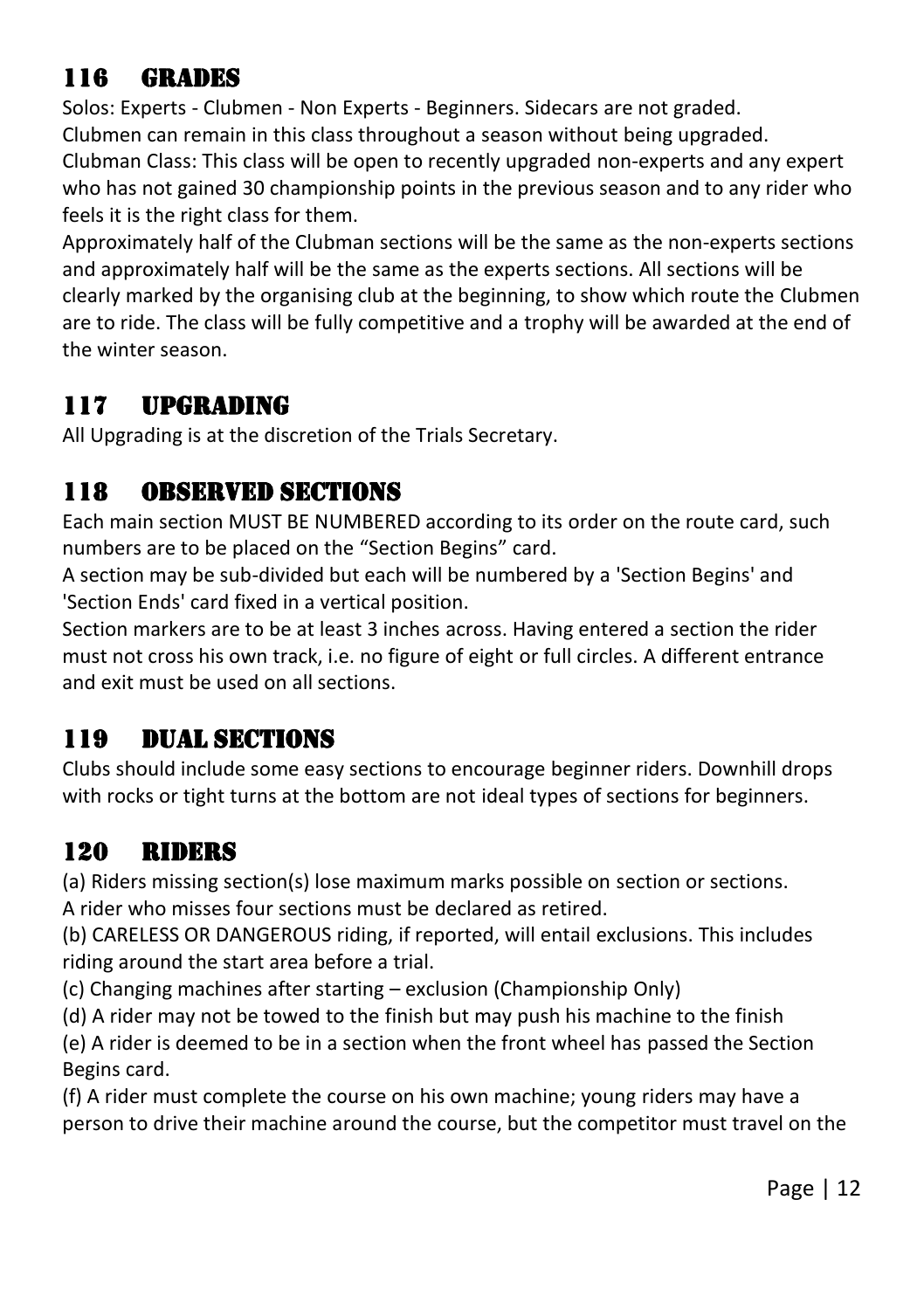## 116 GRADES

Solos: Experts - Clubmen - Non Experts - Beginners. Sidecars are not graded.
Clubmen can remain in this class throughout a season without being upgraded.
Clubman Class: This class will be open to recently upgraded non-experts and any expert who has not gained 30 championship points in the previous season and to any rider who feels it is the right class for them.
Approximately half of the Clubman sections will be the same as the non-experts sections and approximately half will be the same as the experts sections. All sections will be clearly marked by the organising club at the beginning, to show which route the Clubmen are to ride. The class will be fully competitive and a trophy will be awarded at the end of the winter season.

## 117 UPGRADING

All Upgrading is at the discretion of the Trials Secretary.

## 118 OBSERVED SECTIONS

Each main section MUST BE NUMBERED according to its order on the route card, such numbers are to be placed on the "Section Begins" card.
A section may be sub-divided but each will be numbered by a 'Section Begins' and 'Section Ends' card fixed in a vertical position.
Section markers are to be at least 3 inches across. Having entered a section the rider must not cross his own track, i.e. no figure of eight or full circles. A different entrance and exit must be used on all sections.

## 119 DUAL SECTIONS

Clubs should include some easy sections to encourage beginner riders. Downhill drops with rocks or tight turns at the bottom are not ideal types of sections for beginners.

## 120 RIDERS

(a) Riders missing section(s) lose maximum marks possible on section or sections.
A rider who misses four sections must be declared as retired.
(b) CARELESS OR DANGEROUS riding, if reported, will entail exclusions. This includes riding around the start area before a trial.
(c) Changing machines after starting – exclusion (Championship Only)
(d) A rider may not be towed to the finish but may push his machine to the finish
(e) A rider is deemed to be in a section when the front wheel has passed the Section Begins card.
(f) A rider must complete the course on his own machine; young riders may have a person to drive their machine around the course, but the competitor must travel on the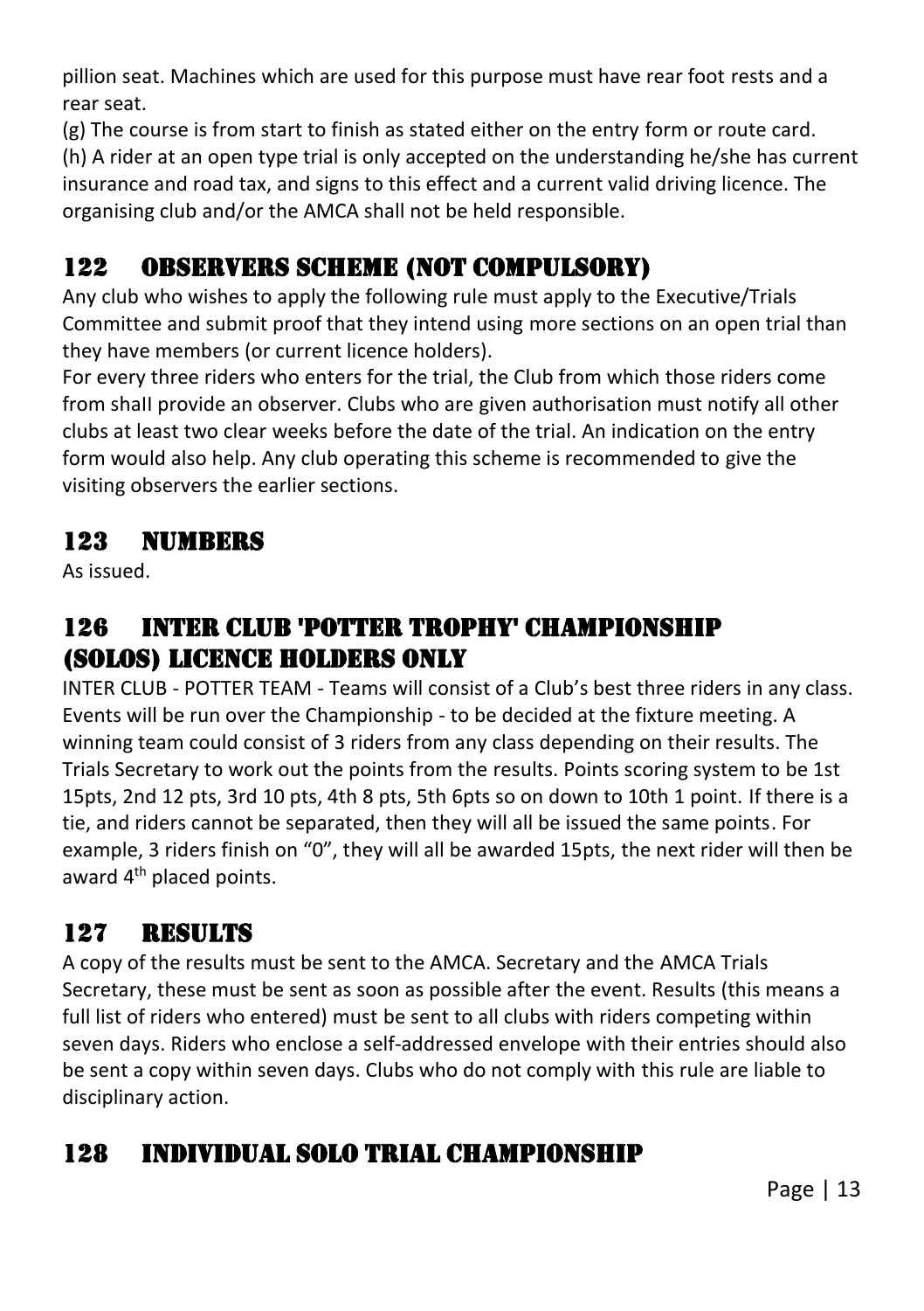pillion seat. Machines which are used for this purpose must have rear foot rests and a rear seat.

(g) The course is from start to finish as stated either on the entry form or route card.

(h) A rider at an open type trial is only accepted on the understanding he/she has current insurance and road tax, and signs to this effect and a current valid driving licence. The organising club and/or the AMCA shall not be held responsible.

## 122 OBSERVERS SCHEME (NOT COMPULSORY)

Any club who wishes to apply the following rule must apply to the Executive/Trials Committee and submit proof that they intend using more sections on an open trial than they have members (or current licence holders).

For every three riders who enters for the trial, the Club from which those riders come from shall provide an observer. Clubs who are given authorisation must notify all other clubs at least two clear weeks before the date of the trial. An indication on the entry form would also help. Any club operating this scheme is recommended to give the visiting observers the earlier sections.

## 123 NUMBERS

As issued.

## 126 INTER CLUB 'POTTER TROPHY' CHAMPIONSHIP (SOLOS) LICENCE HOLDERS ONLY

INTER CLUB - POTTER TEAM - Teams will consist of a Club's best three riders in any class. Events will be run over the Championship - to be decided at the fixture meeting. A winning team could consist of 3 riders from any class depending on their results. The Trials Secretary to work out the points from the results. Points scoring system to be 1st 15pts, 2nd 12 pts, 3rd 10 pts, 4th 8 pts, 5th 6pts so on down to 10th 1 point. If there is a tie, and riders cannot be separated, then they will all be issued the same points. For example, 3 riders finish on "0", they will all be awarded 15pts, the next rider will then be award 4th placed points.

## 127 RESULTS

A copy of the results must be sent to the AMCA. Secretary and the AMCA Trials Secretary, these must be sent as soon as possible after the event. Results (this means a full list of riders who entered) must be sent to all clubs with riders competing within seven days. Riders who enclose a self-addressed envelope with their entries should also be sent a copy within seven days. Clubs who do not comply with this rule are liable to disciplinary action.

## 128 INDIVIDUAL SOLO TRIAL CHAMPIONSHIP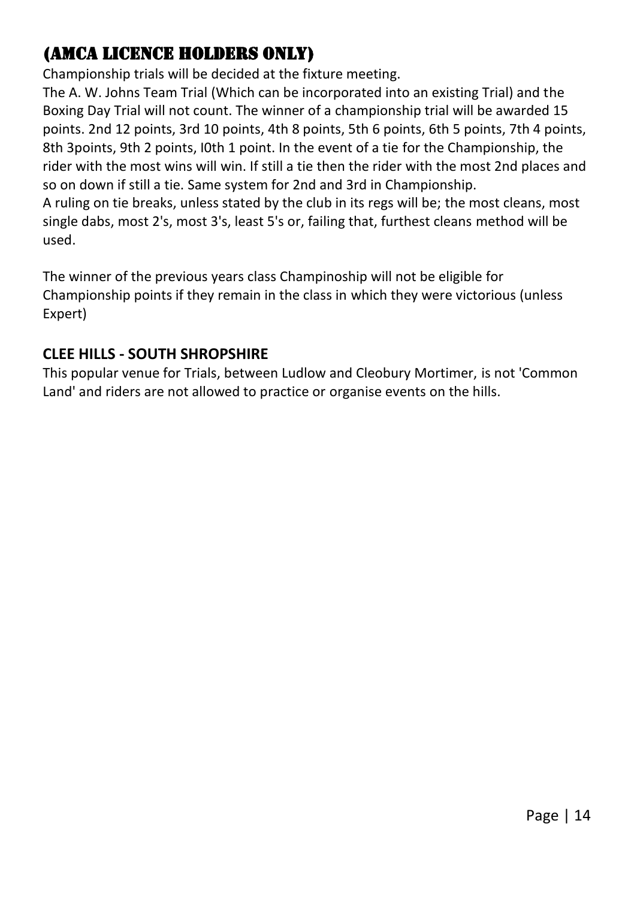# (AMCA LICENCE HOLDERS ONLY)

Championship trials will be decided at the fixture meeting.

The A. W. Johns Team Trial (Which can be incorporated into an existing Trial) and the Boxing Day Trial will not count. The winner of a championship trial will be awarded 15 points. 2nd 12 points, 3rd 10 points, 4th 8 points, 5th 6 points, 6th 5 points, 7th 4 points, 8th 3points, 9th 2 points, I0th 1 point. In the event of a tie for the Championship, the rider with the most wins will win. If still a tie then the rider with the most 2nd places and so on down if still a tie. Same system for 2nd and 3rd in Championship.

A ruling on tie breaks, unless stated by the club in its regs will be; the most cleans, most single dabs, most 2's, most 3's, least 5's or, failing that, furthest cleans method will be used.

The winner of the previous years class Champinoship will not be eligible for Championship points if they remain in the class in which they were victorious (unless Expert)

**CLEE HILLS - SOUTH SHROPSHIRE**

This popular venue for Trials, between Ludlow and Cleobury Mortimer, is not 'Common Land' and riders are not allowed to practice or organise events on the hills.